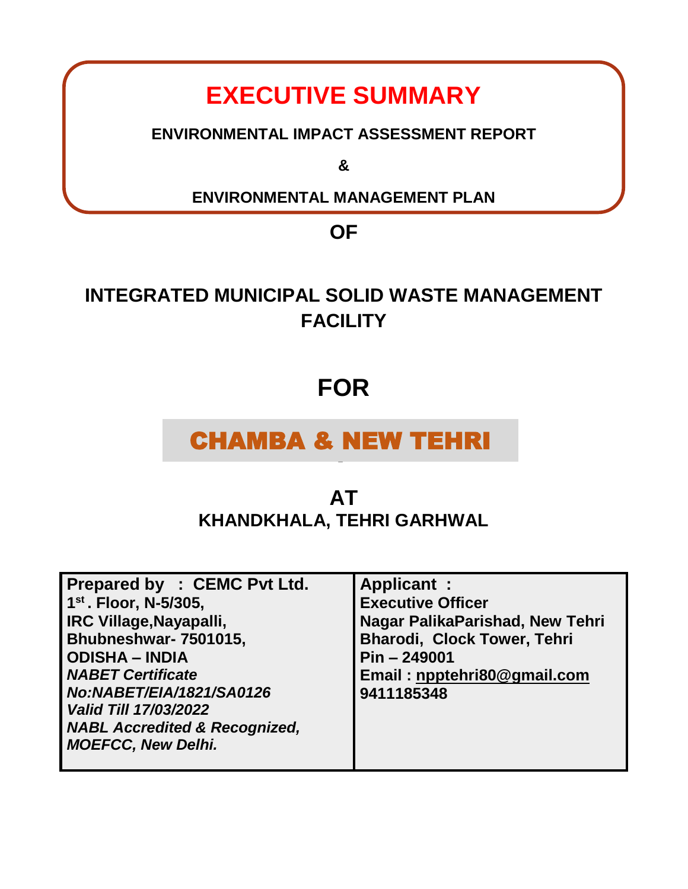# EXECUTIVE SUMMARY

**ENVIRONMENTAL IMPACT ASSESSMENT REPORT**

**&**

**ENVIRONMENTAL MANAGEMENT PLAN**

**OF**

## INTEGRATED MUNICIPAL SOLID WASTE MANAGEMENT FACILITY

## FOR

## CHAMBA & NEW TEHRI

**AT**

**KHANDKHALA, TEHRI GARHWAL**

| Prepared by : CEMC Pvt Ltd. | Applicant : |
|---|---|
| 1st. Floor, N-5/305,<br>IRC Village,Nayapalli,<br>Bhubneshwar- 7501015,<br>ODISHA – INDIA<br>*NABET Certificate No:NABET/EIA/1821/SA0126*<br>*Valid Till 17/03/2022*<br>*NABL Accredited & Recognized, MOEFCC, New Delhi.* | Executive Officer<br>Nagar PalikaParishad, New Tehri<br>Bharodi, Clock Tower, Tehri<br>Pin – 249001<br>Email : npptehri80@gmail.com<br>9411185348 |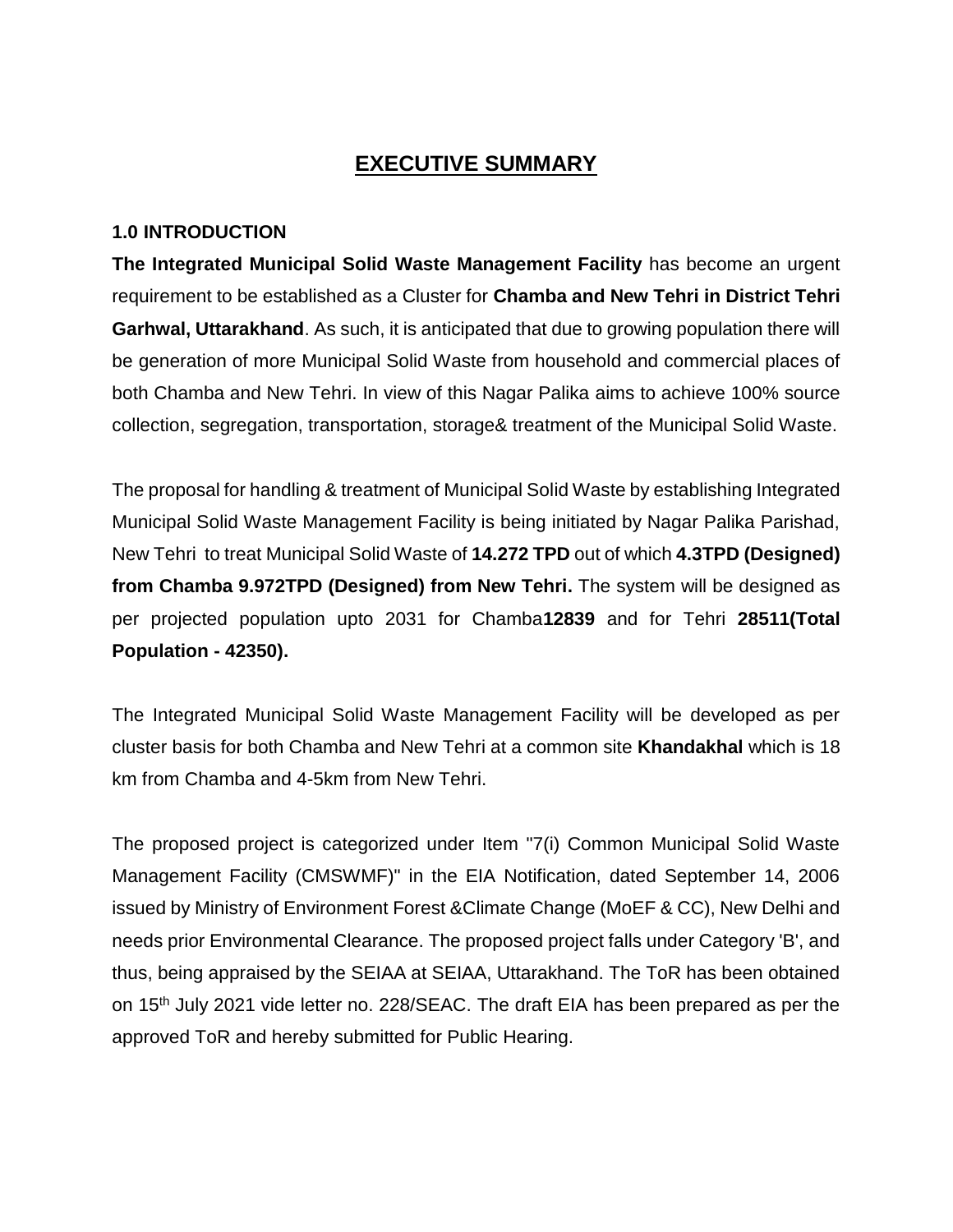# EXECUTIVE SUMMARY

## 1.0 INTRODUCTION

**The Integrated Municipal Solid Waste Management Facility** has become an urgent requirement to be established as a Cluster for **Chamba and New Tehri in District Tehri Garhwal, Uttarakhand**. As such, it is anticipated that due to growing population there will be generation of more Municipal Solid Waste from household and commercial places of both Chamba and New Tehri. In view of this Nagar Palika aims to achieve 100% source collection, segregation, transportation, storage& treatment of the Municipal Solid Waste.

The proposal for handling & treatment of Municipal Solid Waste by establishing Integrated Municipal Solid Waste Management Facility is being initiated by Nagar Palika Parishad, New Tehri to treat Municipal Solid Waste of **14.272 TPD** out of which **4.3TPD (Designed) from Chamba 9.972TPD (Designed) from New Tehri.** The system will be designed as per projected population upto 2031 for Chamba**12839** and for Tehri **28511(Total Population - 42350).**

The Integrated Municipal Solid Waste Management Facility will be developed as per cluster basis for both Chamba and New Tehri at a common site **Khandakhal** which is 18 km from Chamba and 4-5km from New Tehri.

The proposed project is categorized under Item "7(i) Common Municipal Solid Waste Management Facility (CMSWMF)" in the EIA Notification, dated September 14, 2006 issued by Ministry of Environment Forest &Climate Change (MoEF & CC), New Delhi and needs prior Environmental Clearance. The proposed project falls under Category 'B', and thus, being appraised by the SEIAA at SEIAA, Uttarakhand. The ToR has been obtained on 15th July 2021 vide letter no. 228/SEAC. The draft EIA has been prepared as per the approved ToR and hereby submitted for Public Hearing.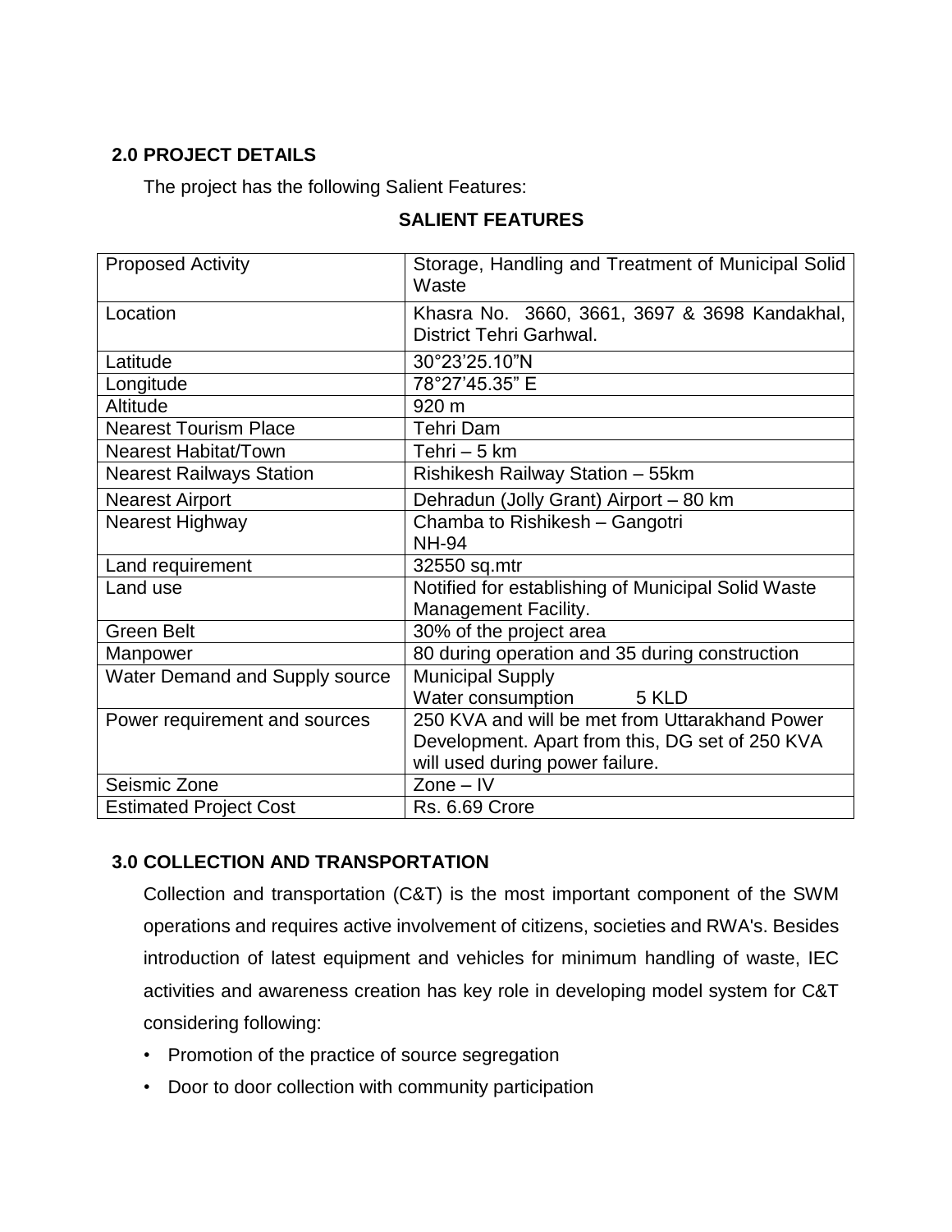## 2.0 PROJECT DETAILS

The project has the following Salient Features:

### SALIENT FEATURES

| Proposed Activity | Storage, Handling and Treatment of Municipal Solid Waste |
|---|---|
| Location | Khasra No. 3660, 3661, 3697 & 3698 Kandakhal, District Tehri Garhwal. |
| Latitude | 30°23’25.10”N |
| Longitude | 78°27’45.35” E |
| Altitude | 920 m |
| Nearest Tourism Place | Tehri Dam |
| Nearest Habitat/Town | Tehri – 5 km |
| Nearest Railways Station | Rishikesh Railway Station – 55km |
| Nearest Airport | Dehradun (Jolly Grant) Airport – 80 km |
| Nearest Highway | Chamba to Rishikesh – Gangotri NH-94 |
| Land requirement | 32550 sq.mtr |
| Land use | Notified for establishing of Municipal Solid Waste Management Facility. |
| Green Belt | 30% of the project area |
| Manpower | 80 during operation and 35 during construction |
| Water Demand and Supply source | Municipal Supply Water consumption 5 KLD |
| Power requirement and sources | 250 KVA and will be met from Uttarakhand Power Development. Apart from this, DG set of 250 KVA will used during power failure. |
| Seismic Zone | Zone – IV |
| Estimated Project Cost | Rs. 6.69 Crore |

## 3.0 COLLECTION AND TRANSPORTATION

Collection and transportation (C&T) is the most important component of the SWM operations and requires active involvement of citizens, societies and RWA's. Besides introduction of latest equipment and vehicles for minimum handling of waste, IEC activities and awareness creation has key role in developing model system for C&T considering following:

- Promotion of the practice of source segregation
- Door to door collection with community participation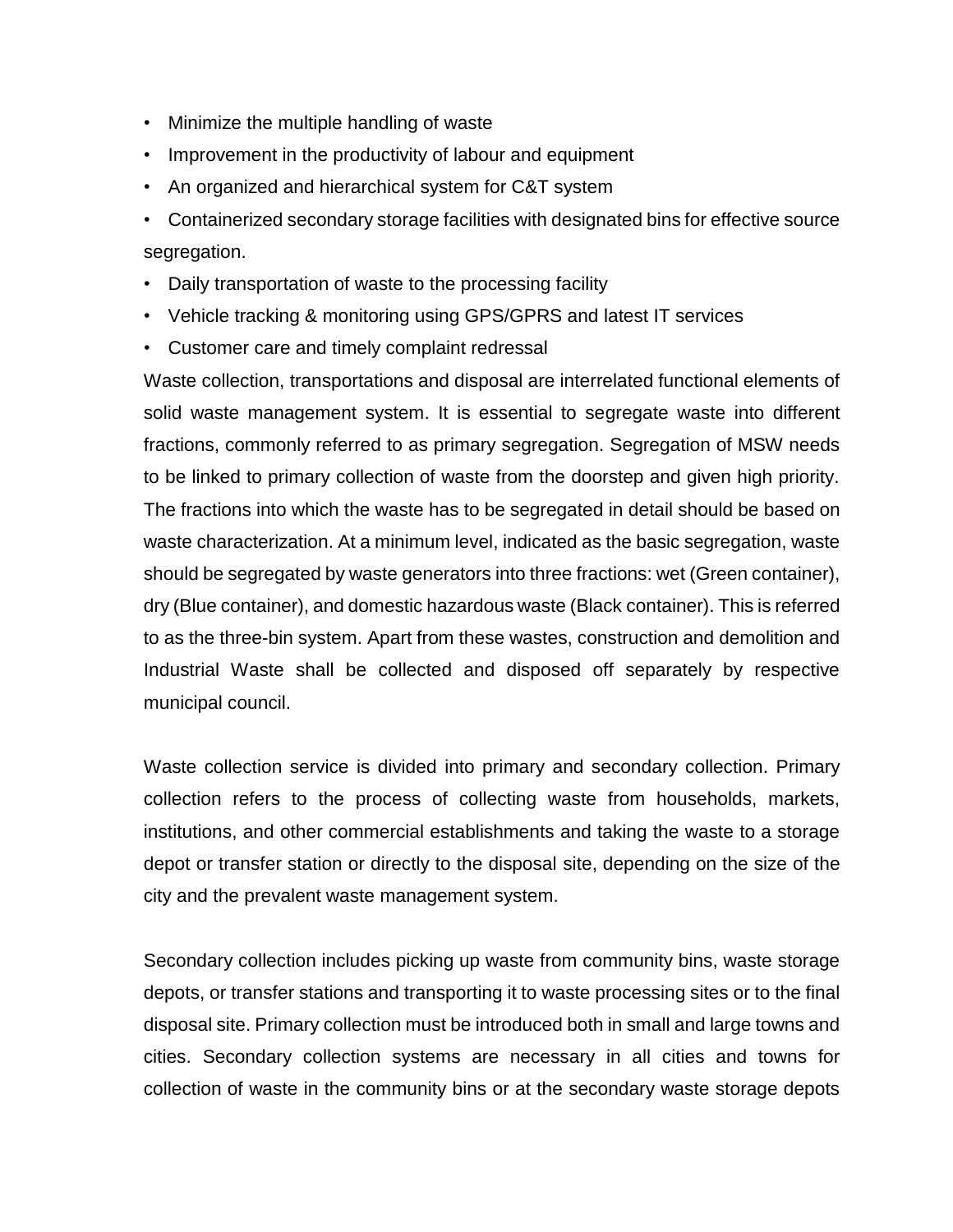- Minimize the multiple handling of waste
- Improvement in the productivity of labour and equipment
- An organized and hierarchical system for C&T system
- Containerized secondary storage facilities with designated bins for effective source segregation.
- Daily transportation of waste to the processing facility
- Vehicle tracking & monitoring using GPS/GPRS and latest IT services
- Customer care and timely complaint redressal

Waste collection, transportations and disposal are interrelated functional elements of solid waste management system. It is essential to segregate waste into different fractions, commonly referred to as primary segregation. Segregation of MSW needs to be linked to primary collection of waste from the doorstep and given high priority. The fractions into which the waste has to be segregated in detail should be based on waste characterization. At a minimum level, indicated as the basic segregation, waste should be segregated by waste generators into three fractions: wet (Green container), dry (Blue container), and domestic hazardous waste (Black container). This is referred to as the three-bin system. Apart from these wastes, construction and demolition and Industrial Waste shall be collected and disposed off separately by respective municipal council.

Waste collection service is divided into primary and secondary collection. Primary collection refers to the process of collecting waste from households, markets, institutions, and other commercial establishments and taking the waste to a storage depot or transfer station or directly to the disposal site, depending on the size of the city and the prevalent waste management system.

Secondary collection includes picking up waste from community bins, waste storage depots, or transfer stations and transporting it to waste processing sites or to the final disposal site. Primary collection must be introduced both in small and large towns and cities. Secondary collection systems are necessary in all cities and towns for collection of waste in the community bins or at the secondary waste storage depots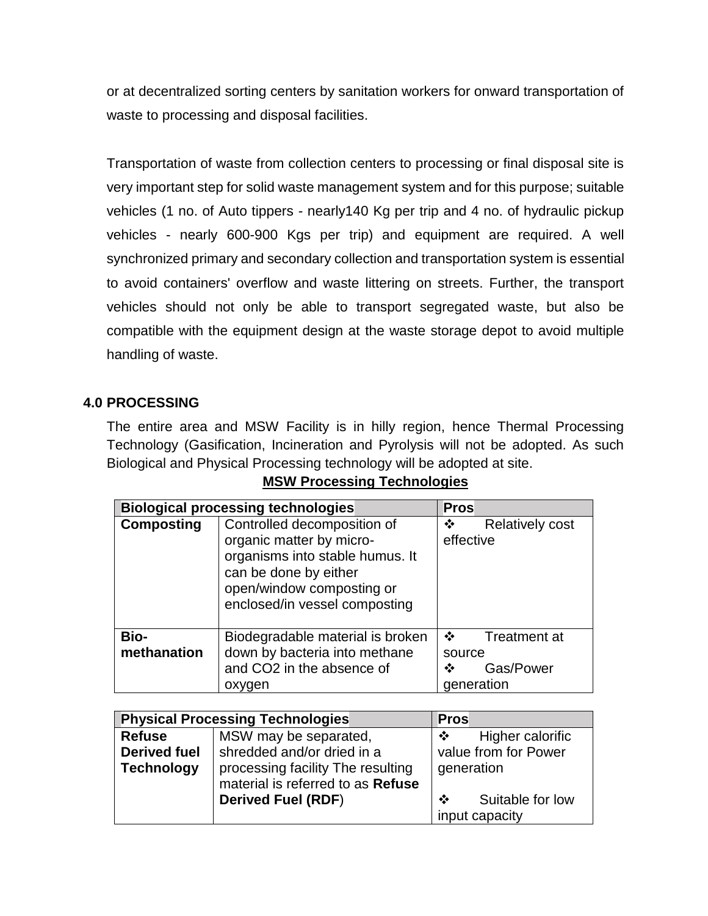or at decentralized sorting centers by sanitation workers for onward transportation of waste to processing and disposal facilities.

Transportation of waste from collection centers to processing or final disposal site is very important step for solid waste management system and for this purpose; suitable vehicles (1 no. of Auto tippers - nearly140 Kg per trip and 4 no. of hydraulic pickup vehicles - nearly 600-900 Kgs per trip) and equipment are required. A well synchronized primary and secondary collection and transportation system is essential to avoid containers' overflow and waste littering on streets. Further, the transport vehicles should not only be able to transport segregated waste, but also be compatible with the equipment design at the waste storage depot to avoid multiple handling of waste.

## 4.0 PROCESSING

The entire area and MSW Facility is in hilly region, hence Thermal Processing Technology (Gasification, Incineration and Pyrolysis will not be adopted. As such Biological and Physical Processing technology will be adopted at site.

**MSW Processing Technologies**

| **Biological processing technologies** | | **Pros** |
|---|---|---|
| **Composting** | Controlled decomposition of organic matter by micro-organisms into stable humus. It can be done by either open/window composting or enclosed/in vessel composting | ❖ Relatively cost effective |
| **Bio-methanation** | Biodegradable material is broken down by bacteria into methane and $CO_2$ in the absence of oxygen | ❖ Treatment at source<br>❖ Gas/Power generation |

| **Physical Processing Technologies** | | **Pros** |
|---|---|---|
| **Refuse Derived fuel Technology** | MSW may be separated, shredded and/or dried in a processing facility The resulting material is referred to as **Refuse Derived Fuel (RDF**) | ❖ Higher calorific value from for Power generation<br>❖ Suitable for low input capacity |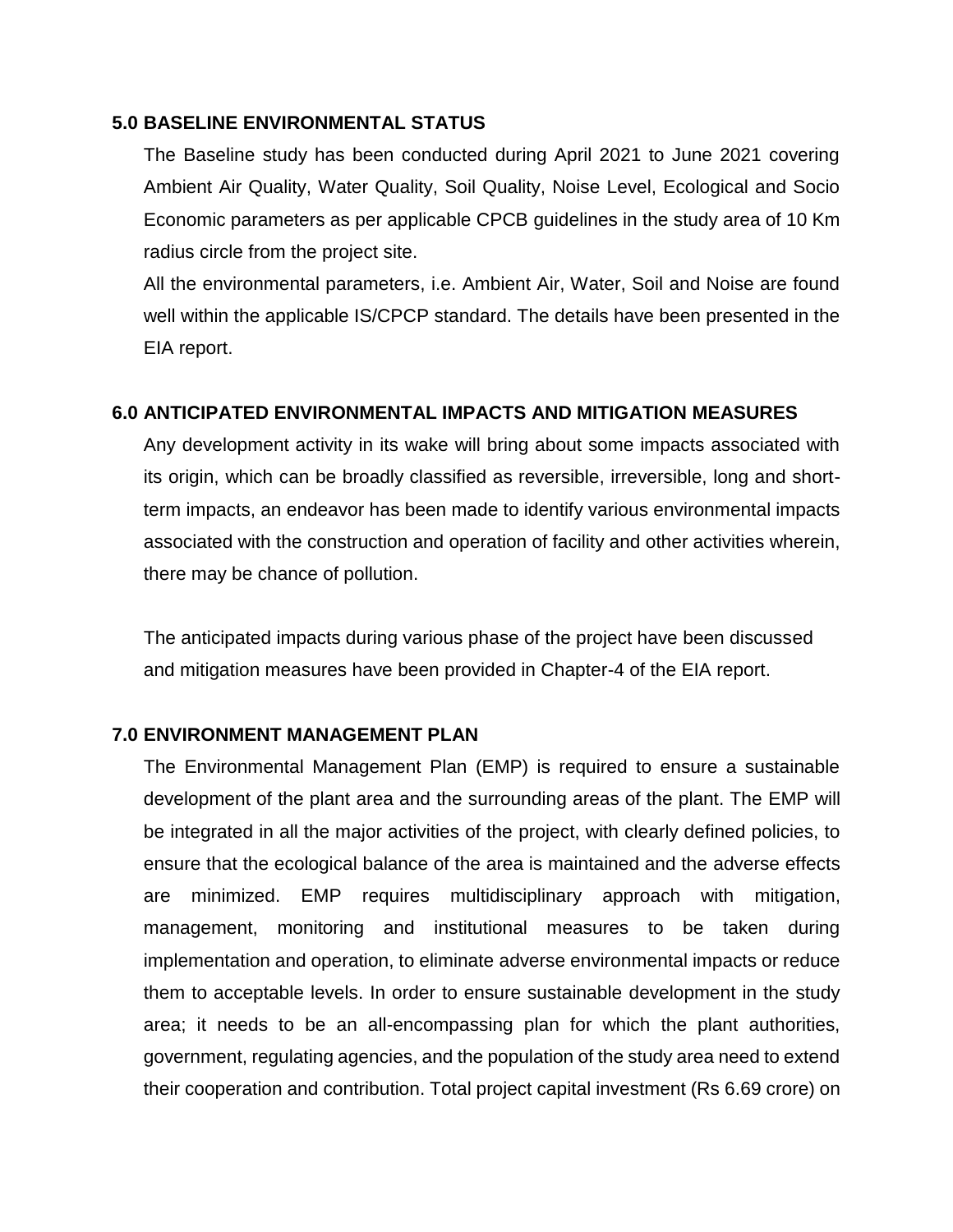## 5.0 BASELINE ENVIRONMENTAL STATUS

The Baseline study has been conducted during April 2021 to June 2021 covering Ambient Air Quality, Water Quality, Soil Quality, Noise Level, Ecological and Socio Economic parameters as per applicable CPCB guidelines in the study area of 10 Km radius circle from the project site.

All the environmental parameters, i.e. Ambient Air, Water, Soil and Noise are found well within the applicable IS/CPCP standard. The details have been presented in the EIA report.

## 6.0 ANTICIPATED ENVIRONMENTAL IMPACTS AND MITIGATION MEASURES

Any development activity in its wake will bring about some impacts associated with its origin, which can be broadly classified as reversible, irreversible, long and short-term impacts, an endeavor has been made to identify various environmental impacts associated with the construction and operation of facility and other activities wherein, there may be chance of pollution.

The anticipated impacts during various phase of the project have been discussed and mitigation measures have been provided in Chapter-4 of the EIA report.

## 7.0 ENVIRONMENT MANAGEMENT PLAN

The Environmental Management Plan (EMP) is required to ensure a sustainable development of the plant area and the surrounding areas of the plant. The EMP will be integrated in all the major activities of the project, with clearly defined policies, to ensure that the ecological balance of the area is maintained and the adverse effects are minimized. EMP requires multidisciplinary approach with mitigation, management, monitoring and institutional measures to be taken during implementation and operation, to eliminate adverse environmental impacts or reduce them to acceptable levels. In order to ensure sustainable development in the study area; it needs to be an all-encompassing plan for which the plant authorities, government, regulating agencies, and the population of the study area need to extend their cooperation and contribution. Total project capital investment (Rs 6.69 crore) on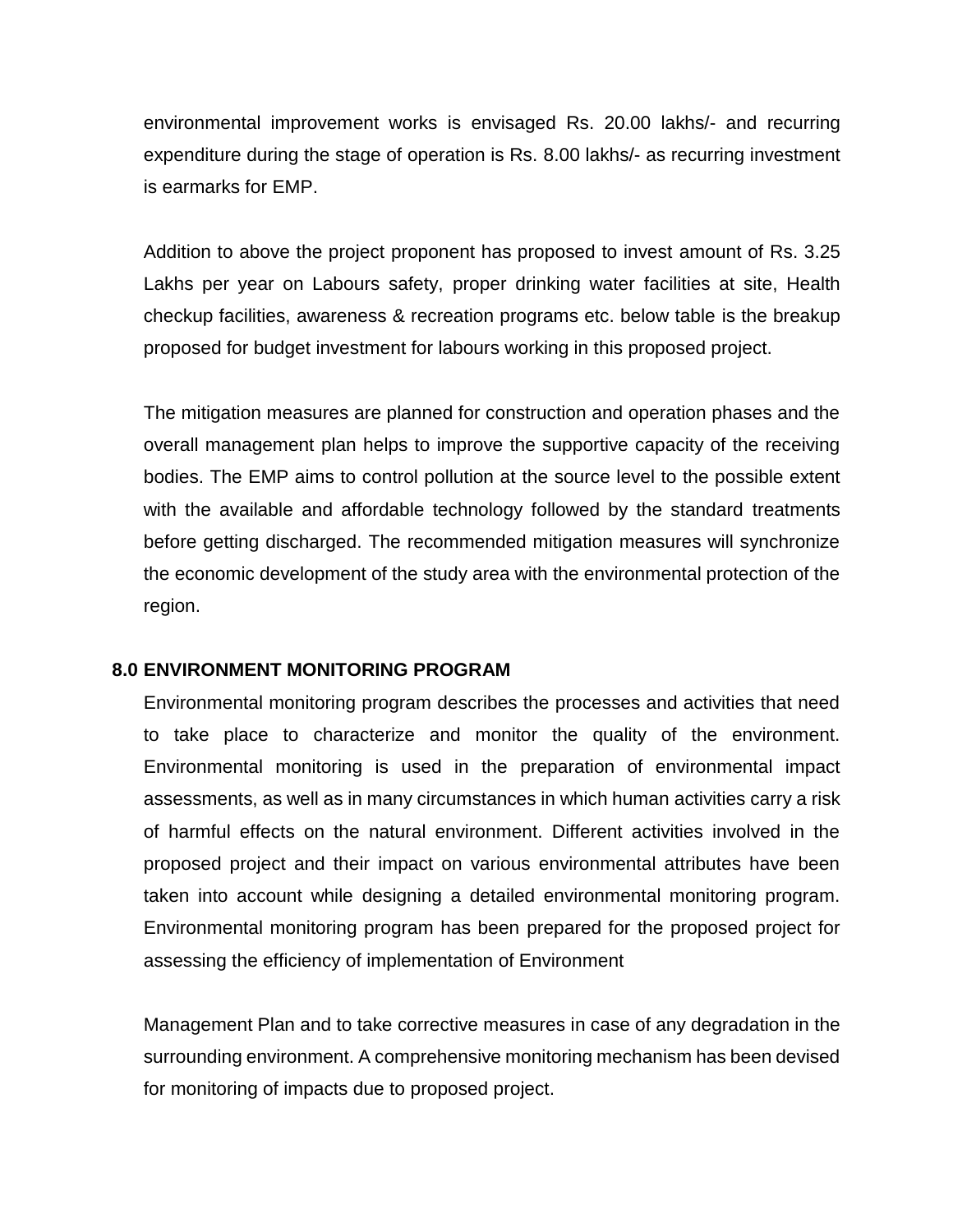environmental improvement works is envisaged Rs. 20.00 lakhs/- and recurring expenditure during the stage of operation is Rs. 8.00 lakhs/- as recurring investment is earmarks for EMP.

Addition to above the project proponent has proposed to invest amount of Rs. 3.25 Lakhs per year on Labours safety, proper drinking water facilities at site, Health checkup facilities, awareness & recreation programs etc. below table is the breakup proposed for budget investment for labours working in this proposed project.

The mitigation measures are planned for construction and operation phases and the overall management plan helps to improve the supportive capacity of the receiving bodies. The EMP aims to control pollution at the source level to the possible extent with the available and affordable technology followed by the standard treatments before getting discharged. The recommended mitigation measures will synchronize the economic development of the study area with the environmental protection of the region.

## 8.0 ENVIRONMENT MONITORING PROGRAM

Environmental monitoring program describes the processes and activities that need to take place to characterize and monitor the quality of the environment. Environmental monitoring is used in the preparation of environmental impact assessments, as well as in many circumstances in which human activities carry a risk of harmful effects on the natural environment. Different activities involved in the proposed project and their impact on various environmental attributes have been taken into account while designing a detailed environmental monitoring program. Environmental monitoring program has been prepared for the proposed project for assessing the efficiency of implementation of Environment

Management Plan and to take corrective measures in case of any degradation in the surrounding environment. A comprehensive monitoring mechanism has been devised for monitoring of impacts due to proposed project.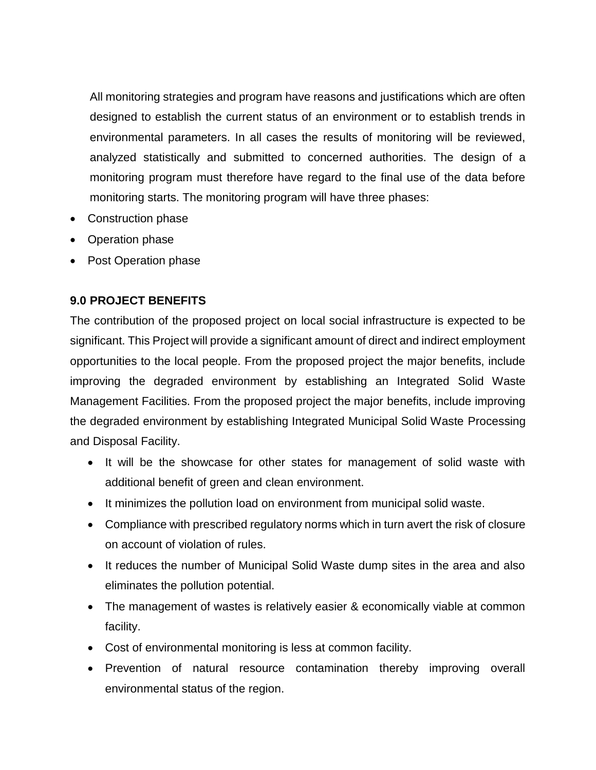All monitoring strategies and program have reasons and justifications which are often designed to establish the current status of an environment or to establish trends in environmental parameters. In all cases the results of monitoring will be reviewed, analyzed statistically and submitted to concerned authorities. The design of a monitoring program must therefore have regard to the final use of the data before monitoring starts. The monitoring program will have three phases:

- Construction phase
- Operation phase
- Post Operation phase

## 9.0 PROJECT BENEFITS

The contribution of the proposed project on local social infrastructure is expected to be significant. This Project will provide a significant amount of direct and indirect employment opportunities to the local people. From the proposed project the major benefits, include improving the degraded environment by establishing an Integrated Solid Waste Management Facilities. From the proposed project the major benefits, include improving the degraded environment by establishing Integrated Municipal Solid Waste Processing and Disposal Facility.

- It will be the showcase for other states for management of solid waste with additional benefit of green and clean environment.
- It minimizes the pollution load on environment from municipal solid waste.
- Compliance with prescribed regulatory norms which in turn avert the risk of closure on account of violation of rules.
- It reduces the number of Municipal Solid Waste dump sites in the area and also eliminates the pollution potential.
- The management of wastes is relatively easier & economically viable at common facility.
- Cost of environmental monitoring is less at common facility.
- Prevention of natural resource contamination thereby improving overall environmental status of the region.